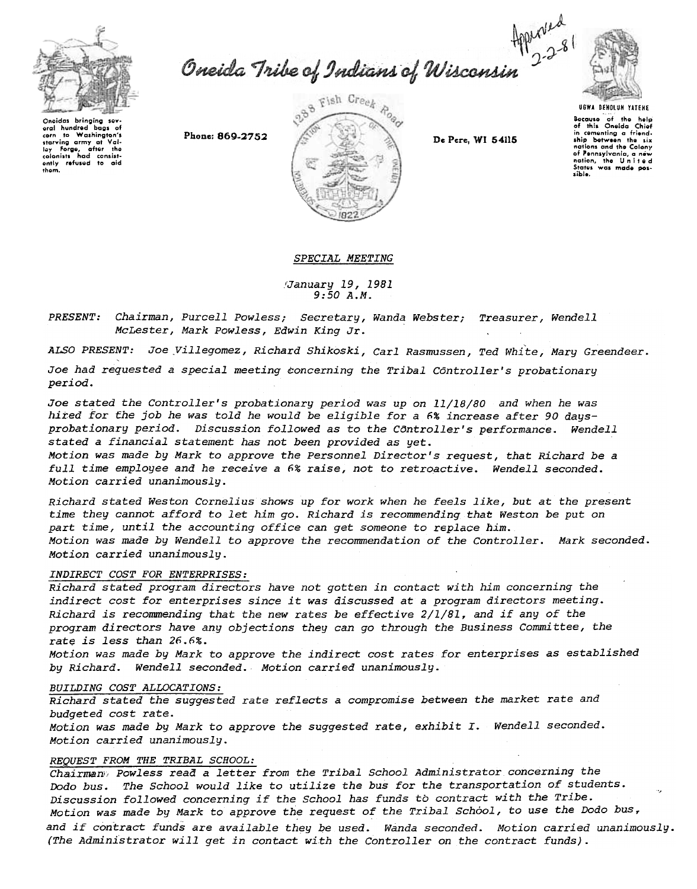Approved 2-2-81

# Oneida Tribe of Indians of Wisconsin

Oneidas bringing several hundred bags of corn to Washington's starving army at Valley Forge, after the colonists had consistently refused to aid them.

Phone: 869-2752

1288 Fish Creek Road

De Pere, WI 54115

UGWA DEHOLUN YATEHE

Because of the help of this Oneida Chief in cementing a friendship between the six nations and the Colony of Pennsylvania, a new nation, the United States was made possible.

*SPECIAL MEETING*

*January 19, 1981*
*9:50 A.M.*

*PRESENT: Chairman, Purcell Powless; Secretary, Wanda Webster; Treasurer, Wendell McLester, Mark Powless, Edwin King Jr.*

*ALSO PRESENT: Joe Villegomez, Richard Shikoski, Carl Rasmussen, Ted White, Mary Greendeer.*

*Joe had requested a special meeting concerning the Tribal Controller's probationary period.*

*Joe stated the Controller's probationary period was up on 11/18/80 and when he was hired for the job he was told he would be eligible for a 6% increase after 90 days-probationary period. Discussion followed as to the Controller's performance. Wendell stated a financial statement has not been provided as yet.*
*Motion was made by Mark to approve the Personnel Director's request, that Richard be a full time employee and he receive a 6% raise, not to retroactive. Wendell seconded. Motion carried unanimously.*

*Richard stated Weston Cornelius shows up for work when he feels like, but at the present time they cannot afford to let him go. Richard is recommending that Weston be put on part time, until the accounting office can get someone to replace him.*
*Motion was made by Wendell to approve the recommendation of the Controller. Mark seconded. Motion carried unanimously.*

*INDIRECT COST FOR ENTERPRISES:*
*Richard stated program directors have not gotten in contact with him concerning the indirect cost for enterprises since it was discussed at a program directors meeting. Richard is recommending that the new rates be effective 2/1/81, and if any of the program directors have any objections they can go through the Business Committee, the rate is less than 26.6%.*
*Motion was made by Mark to approve the indirect cost rates for enterprises as established by Richard. Wendell seconded. Motion carried unanimously.*

*BUILDING COST ALLOCATIONS:*
*Richard stated the suggested rate reflects a compromise between the market rate and budgeted cost rate.*
*Motion was made by Mark to approve the suggested rate, exhibit I. Wendell seconded. Motion carried unanimously.*

*REQUEST FROM THE TRIBAL SCHOOL:*
*Chairman Powless read a letter from the Tribal School Administrator concerning the Dodo bus. The School would like to utilize the bus for the transportation of students. Discussion followed concerning if the School has funds to contract with the Tribe.*
*Motion was made by Mark to approve the request of the Tribal School, to use the Dodo bus, and if contract funds are available they be used. Wanda seconded. Motion carried unanimously. (The Administrator will get in contact with the Controller on the contract funds).*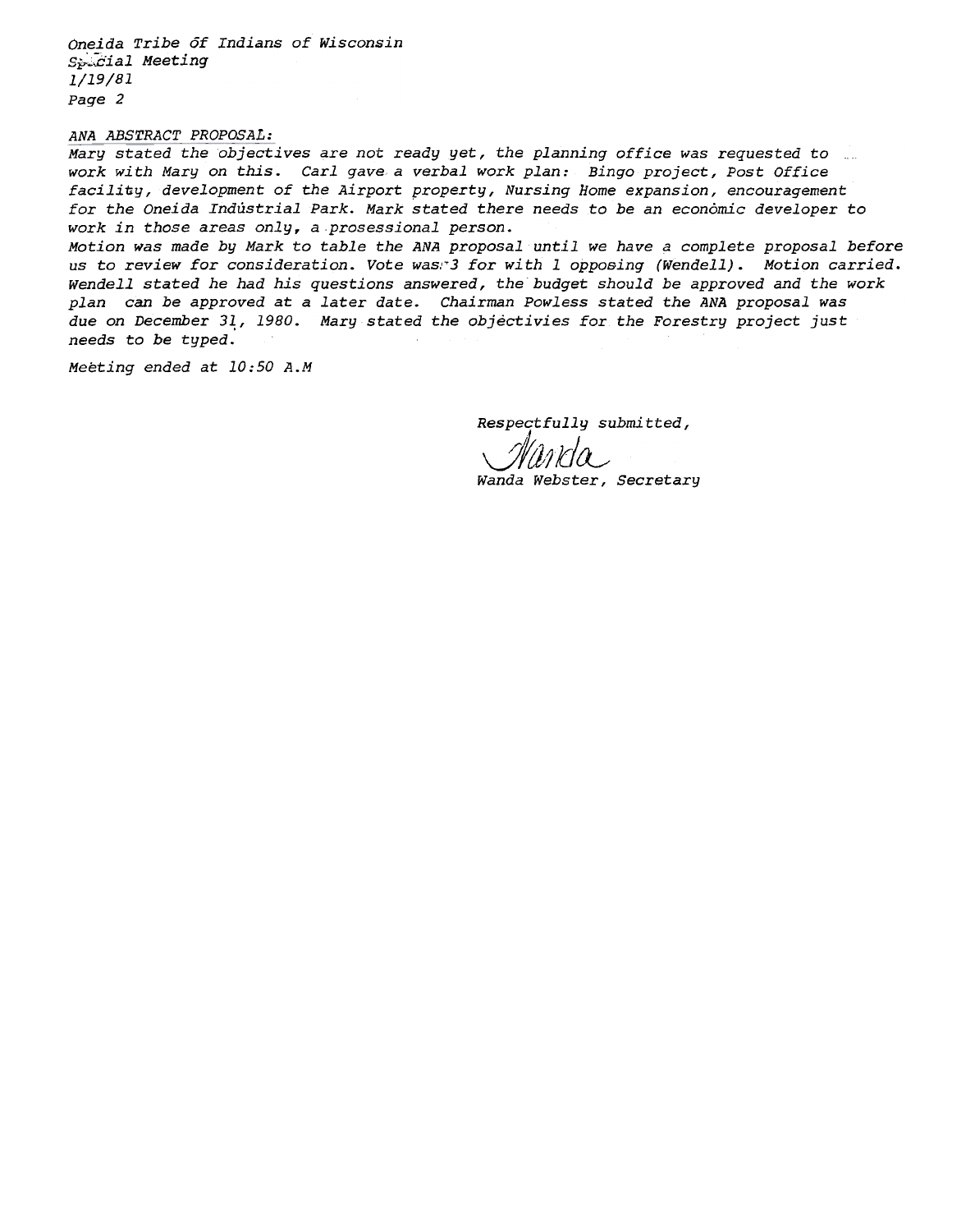## ANA ABSTRACT PROPOSAL:

*Mary stated the objectives are not ready yet, the planning office was requested to work with Mary on this. Carl gave a verbal work plan: Bingo project, Post Office facility, development of the Airport property, Nursing Home expansion, encouragement for the Oneida Industrial Park. Mark stated there needs to be an economic developer to work in those areas only, a prosessional person.*

*Motion was made by Mark to table the ANA proposal until we have a complete proposal before us to review for consideration. Vote was 3 for with 1 opposing (Wendell). Motion carried. Wendell stated he had his questions answered, the budget should be approved and the work plan can be approved at a later date. Chairman Powless stated the ANA proposal was due on December 31, 1980. Mary stated the objectivies for the Forestry project just needs to be typed.*

*Meeting ended at 10:50 A.M*

*Respectfully submitted,*

*Wanda*

*Wanda Webster, Secretary*